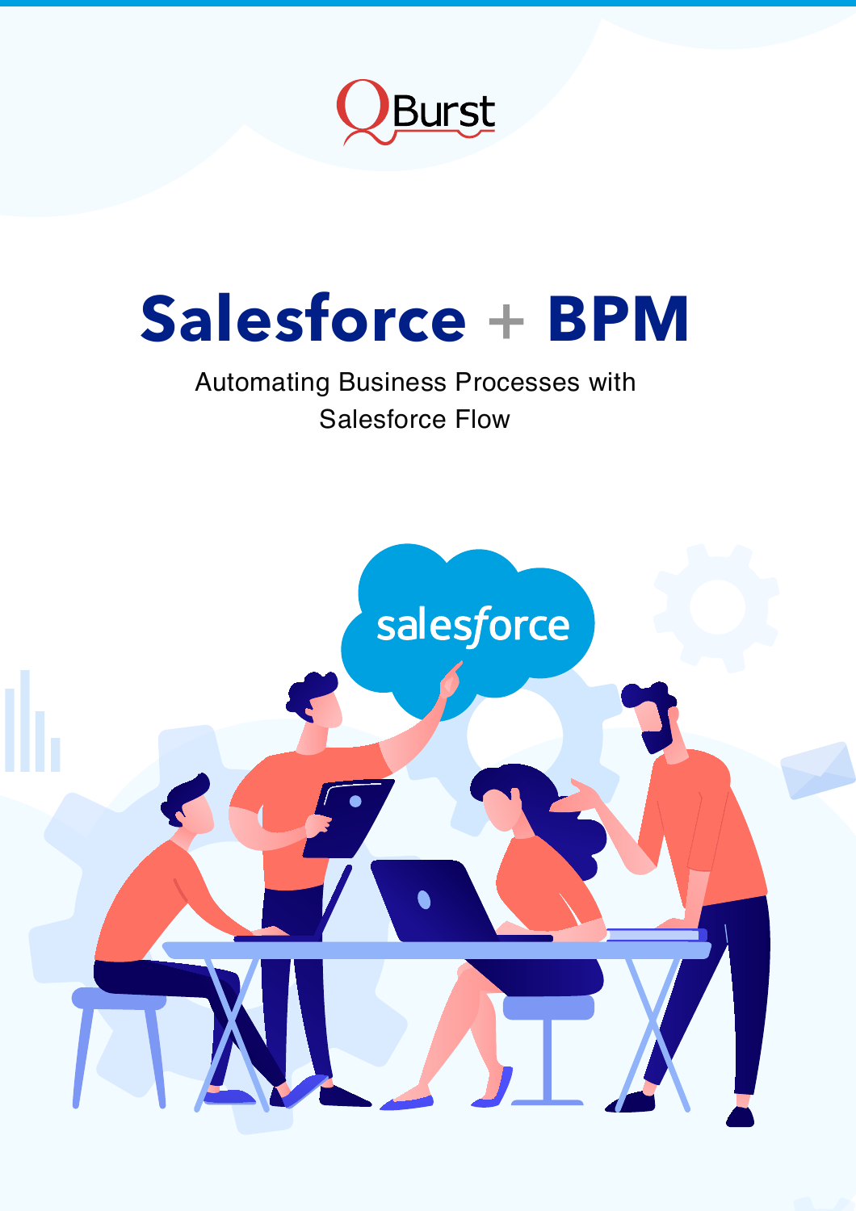QBurst

# Salesforce + BPM

Automating Business Processes with Salesforce Flow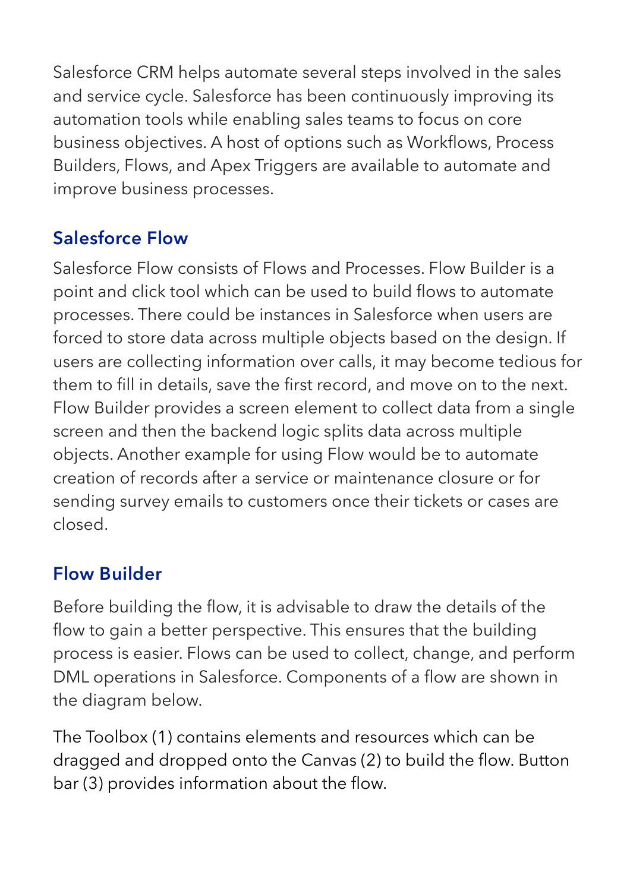Salesforce CRM helps automate several steps involved in the sales and service cycle. Salesforce has been continuously improving its automation tools while enabling sales teams to focus on core business objectives. A host of options such as Workflows, Process Builders, Flows, and Apex Triggers are available to automate and improve business processes.

## Salesforce Flow

Salesforce Flow consists of Flows and Processes. Flow Builder is a point and click tool which can be used to build flows to automate processes. There could be instances in Salesforce when users are forced to store data across multiple objects based on the design. If users are collecting information over calls, it may become tedious for them to fill in details, save the first record, and move on to the next. Flow Builder provides a screen element to collect data from a single screen and then the backend logic splits data across multiple objects. Another example for using Flow would be to automate creation of records after a service or maintenance closure or for sending survey emails to customers once their tickets or cases are closed.

## Flow Builder

Before building the flow, it is advisable to draw the details of the flow to gain a better perspective. This ensures that the building process is easier. Flows can be used to collect, change, and perform DML operations in Salesforce. Components of a flow are shown in the diagram below.

The Toolbox (1) contains elements and resources which can be dragged and dropped onto the Canvas (2) to build the flow. Button bar (3) provides information about the flow.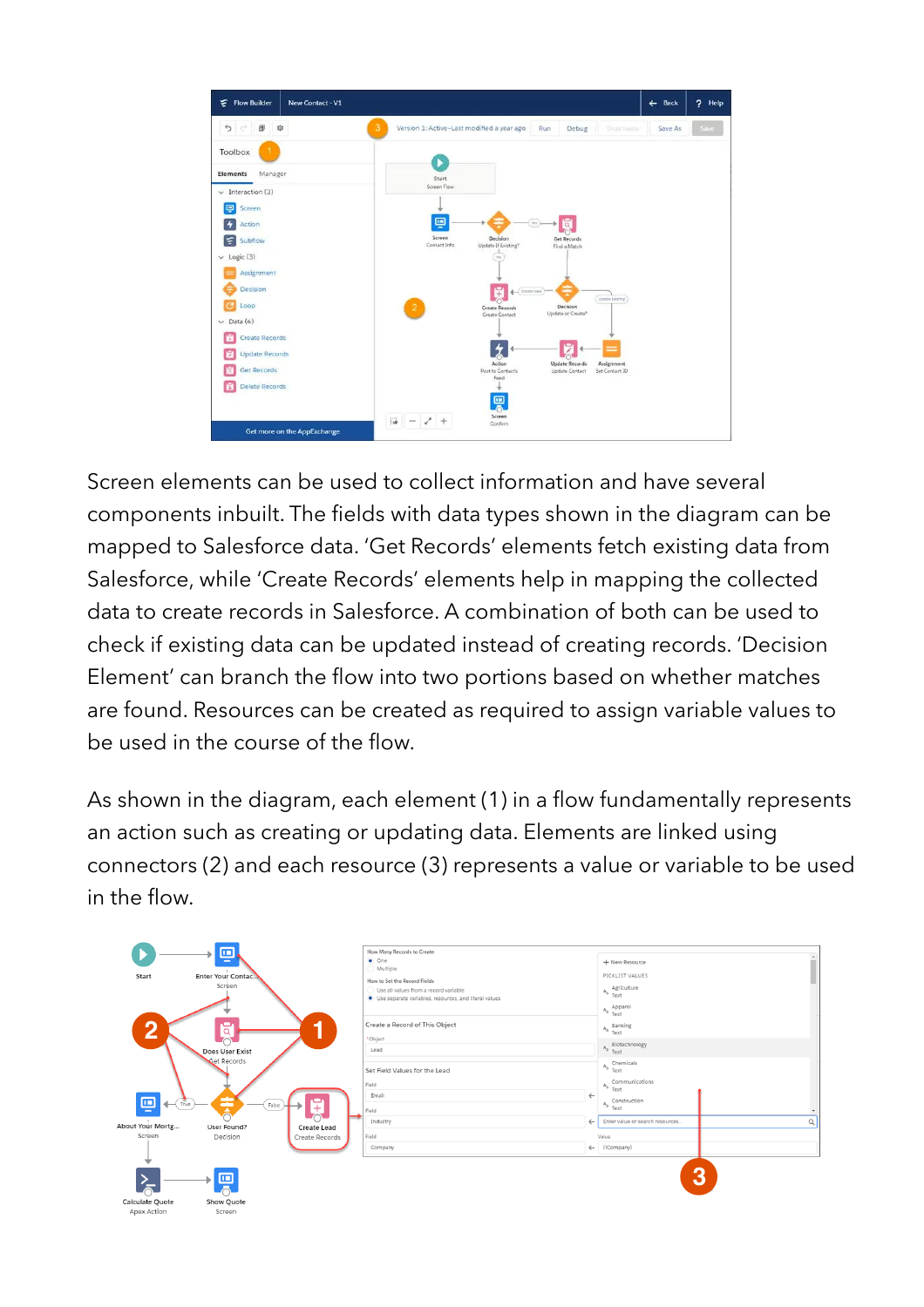Screen elements can be used to collect information and have several components inbuilt. The fields with data types shown in the diagram can be mapped to Salesforce data. 'Get Records' elements fetch existing data from Salesforce, while 'Create Records' elements help in mapping the collected data to create records in Salesforce. A combination of both can be used to check if existing data can be updated instead of creating records. 'Decision Element' can branch the flow into two portions based on whether matches are found. Resources can be created as required to assign variable values to be used in the course of the flow.

As shown in the diagram, each element (1) in a flow fundamentally represents an action such as creating or updating data. Elements are linked using connectors (2) and each resource (3) represents a value or variable to be used in the flow.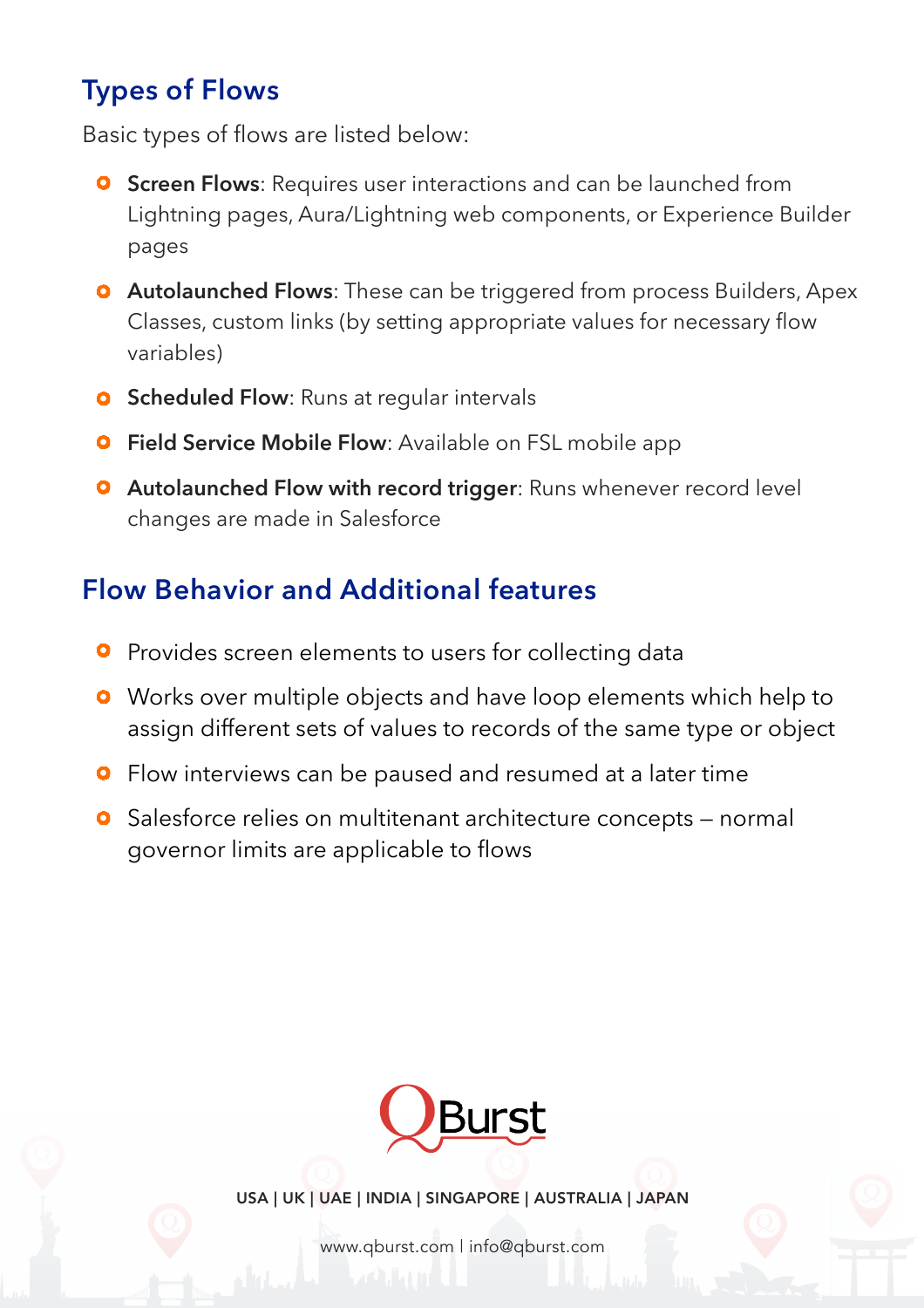## Types of Flows

Basic types of flows are listed below:

- **Screen Flows**: Requires user interactions and can be launched from Lightning pages, Aura/Lightning web components, or Experience Builder pages
- **Autolaunched Flows**: These can be triggered from process Builders, Apex Classes, custom links (by setting appropriate values for necessary flow variables)
- **Scheduled Flow**: Runs at regular intervals
- **Field Service Mobile Flow**: Available on FSL mobile app
- **Autolaunched Flow with record trigger**: Runs whenever record level changes are made in Salesforce

## Flow Behavior and Additional features

- Provides screen elements to users for collecting data
- Works over multiple objects and have loop elements which help to assign different sets of values to records of the same type or object
- Flow interviews can be paused and resumed at a later time
- Salesforce relies on multitenant architecture concepts – normal governor limits are applicable to flows

QBurst

USA | UK | UAE | INDIA | SINGAPORE | AUSTRALIA | JAPAN

www.qburst.com | info@qburst.com